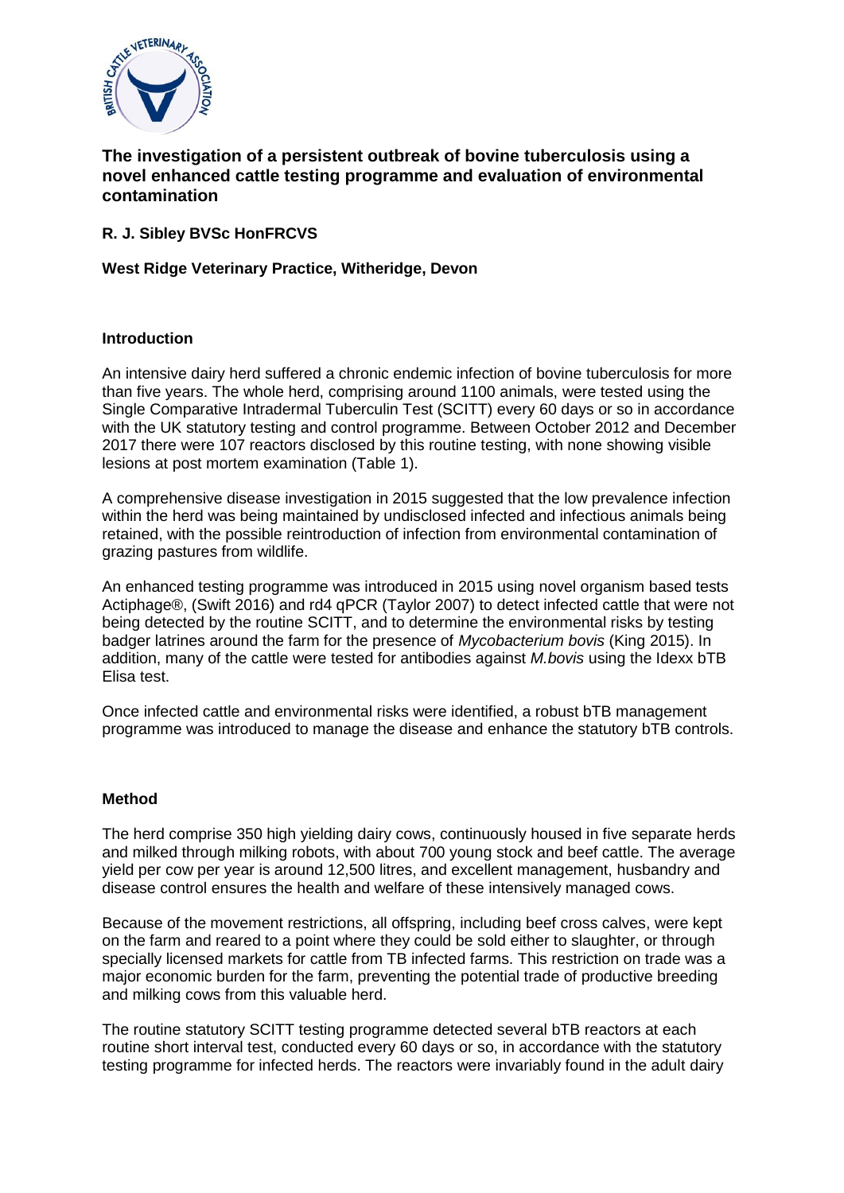# The investigation of a persistent outbreak of bovine tuberculosis using a novel enhanced cattle testing programme and evaluation of environmental contamination

**R. J. Sibley BVSc HonFRCVS**

**West Ridge Veterinary Practice, Witheridge, Devon**

## Introduction

An intensive dairy herd suffered a chronic endemic infection of bovine tuberculosis for more than five years. The whole herd, comprising around 1100 animals, were tested using the Single Comparative Intradermal Tuberculin Test (SCITT) every 60 days or so in accordance with the UK statutory testing and control programme. Between October 2012 and December 2017 there were 107 reactors disclosed by this routine testing, with none showing visible lesions at post mortem examination (Table 1).

A comprehensive disease investigation in 2015 suggested that the low prevalence infection within the herd was being maintained by undisclosed infected and infectious animals being retained, with the possible reintroduction of infection from environmental contamination of grazing pastures from wildlife.

An enhanced testing programme was introduced in 2015 using novel organism based tests Actiphage®, (Swift 2016) and rd4 qPCR (Taylor 2007) to detect infected cattle that were not being detected by the routine SCITT, and to determine the environmental risks by testing badger latrines around the farm for the presence of *Mycobacterium bovis* (King 2015). In addition, many of the cattle were tested for antibodies against *M.bovis* using the Idexx bTB Elisa test.

Once infected cattle and environmental risks were identified, a robust bTB management programme was introduced to manage the disease and enhance the statutory bTB controls.

## Method

The herd comprise 350 high yielding dairy cows, continuously housed in five separate herds and milked through milking robots, with about 700 young stock and beef cattle. The average yield per cow per year is around 12,500 litres, and excellent management, husbandry and disease control ensures the health and welfare of these intensively managed cows.

Because of the movement restrictions, all offspring, including beef cross calves, were kept on the farm and reared to a point where they could be sold either to slaughter, or through specially licensed markets for cattle from TB infected farms. This restriction on trade was a major economic burden for the farm, preventing the potential trade of productive breeding and milking cows from this valuable herd.

The routine statutory SCITT testing programme detected several bTB reactors at each routine short interval test, conducted every 60 days or so, in accordance with the statutory testing programme for infected herds. The reactors were invariably found in the adult dairy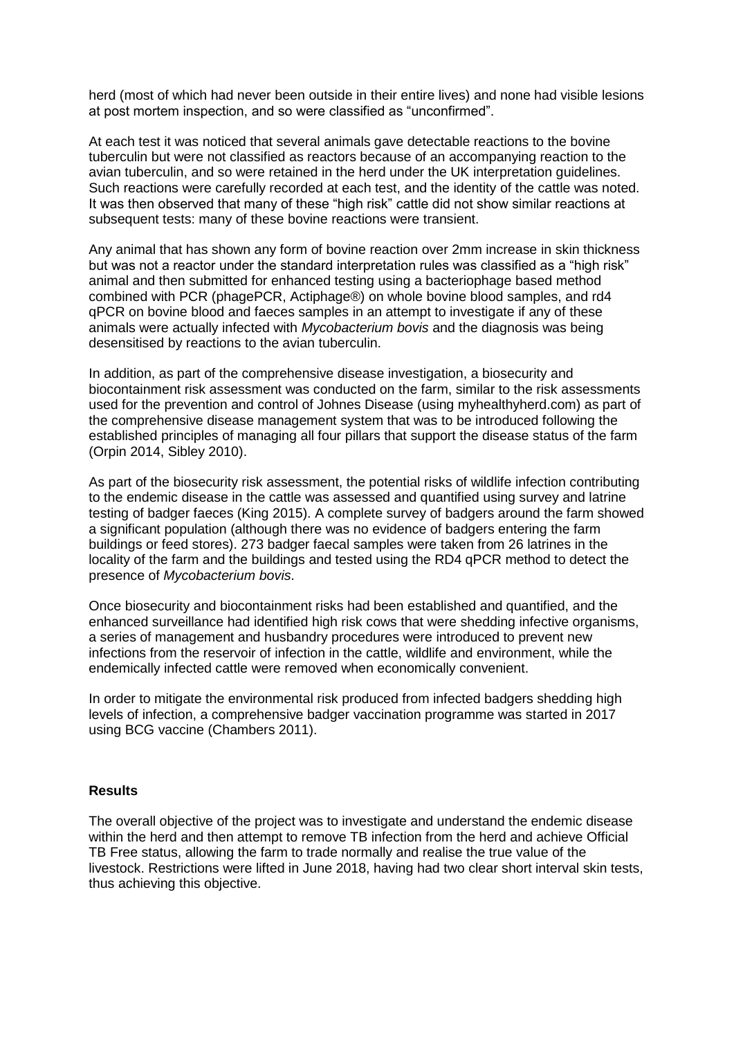herd (most of which had never been outside in their entire lives) and none had visible lesions at post mortem inspection, and so were classified as "unconfirmed".

At each test it was noticed that several animals gave detectable reactions to the bovine tuberculin but were not classified as reactors because of an accompanying reaction to the avian tuberculin, and so were retained in the herd under the UK interpretation guidelines. Such reactions were carefully recorded at each test, and the identity of the cattle was noted. It was then observed that many of these "high risk" cattle did not show similar reactions at subsequent tests: many of these bovine reactions were transient.

Any animal that has shown any form of bovine reaction over 2mm increase in skin thickness but was not a reactor under the standard interpretation rules was classified as a "high risk" animal and then submitted for enhanced testing using a bacteriophage based method combined with PCR (phagePCR, Actiphage®) on whole bovine blood samples, and rd4 qPCR on bovine blood and faeces samples in an attempt to investigate if any of these animals were actually infected with *Mycobacterium bovis* and the diagnosis was being desensitised by reactions to the avian tuberculin.

In addition, as part of the comprehensive disease investigation, a biosecurity and biocontainment risk assessment was conducted on the farm, similar to the risk assessments used for the prevention and control of Johnes Disease (using myhealthyherd.com) as part of the comprehensive disease management system that was to be introduced following the established principles of managing all four pillars that support the disease status of the farm (Orpin 2014, Sibley 2010).

As part of the biosecurity risk assessment, the potential risks of wildlife infection contributing to the endemic disease in the cattle was assessed and quantified using survey and latrine testing of badger faeces (King 2015). A complete survey of badgers around the farm showed a significant population (although there was no evidence of badgers entering the farm buildings or feed stores). 273 badger faecal samples were taken from 26 latrines in the locality of the farm and the buildings and tested using the RD4 qPCR method to detect the presence of *Mycobacterium bovis*.

Once biosecurity and biocontainment risks had been established and quantified, and the enhanced surveillance had identified high risk cows that were shedding infective organisms, a series of management and husbandry procedures were introduced to prevent new infections from the reservoir of infection in the cattle, wildlife and environment, while the endemically infected cattle were removed when economically convenient.

In order to mitigate the environmental risk produced from infected badgers shedding high levels of infection, a comprehensive badger vaccination programme was started in 2017 using BCG vaccine (Chambers 2011).

## Results

The overall objective of the project was to investigate and understand the endemic disease within the herd and then attempt to remove TB infection from the herd and achieve Official TB Free status, allowing the farm to trade normally and realise the true value of the livestock. Restrictions were lifted in June 2018, having had two clear short interval skin tests, thus achieving this objective.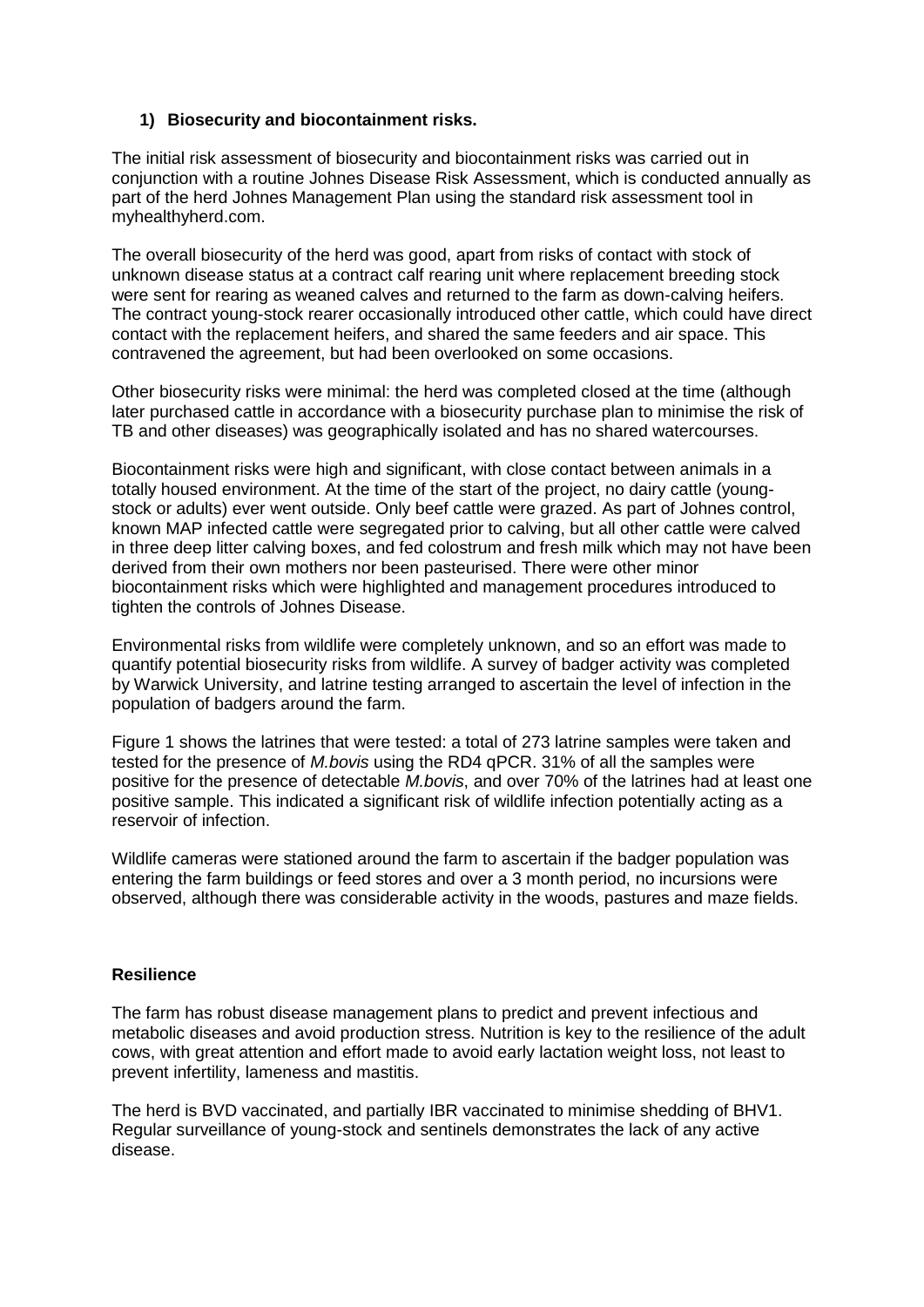### 1) Biosecurity and biocontainment risks.

The initial risk assessment of biosecurity and biocontainment risks was carried out in conjunction with a routine Johnes Disease Risk Assessment, which is conducted annually as part of the herd Johnes Management Plan using the standard risk assessment tool in myhealthyherd.com.

The overall biosecurity of the herd was good, apart from risks of contact with stock of unknown disease status at a contract calf rearing unit where replacement breeding stock were sent for rearing as weaned calves and returned to the farm as down-calving heifers. The contract young-stock rearer occasionally introduced other cattle, which could have direct contact with the replacement heifers, and shared the same feeders and air space. This contravened the agreement, but had been overlooked on some occasions.

Other biosecurity risks were minimal: the herd was completed closed at the time (although later purchased cattle in accordance with a biosecurity purchase plan to minimise the risk of TB and other diseases) was geographically isolated and has no shared watercourses.

Biocontainment risks were high and significant, with close contact between animals in a totally housed environment. At the time of the start of the project, no dairy cattle (young-stock or adults) ever went outside. Only beef cattle were grazed. As part of Johnes control, known MAP infected cattle were segregated prior to calving, but all other cattle were calved in three deep litter calving boxes, and fed colostrum and fresh milk which may not have been derived from their own mothers nor been pasteurised. There were other minor biocontainment risks which were highlighted and management procedures introduced to tighten the controls of Johnes Disease.

Environmental risks from wildlife were completely unknown, and so an effort was made to quantify potential biosecurity risks from wildlife. A survey of badger activity was completed by Warwick University, and latrine testing arranged to ascertain the level of infection in the population of badgers around the farm.

Figure 1 shows the latrines that were tested: a total of 273 latrine samples were taken and tested for the presence of *M.bovis* using the RD4 qPCR. 31% of all the samples were positive for the presence of detectable *M.bovis*, and over 70% of the latrines had at least one positive sample. This indicated a significant risk of wildlife infection potentially acting as a reservoir of infection.

Wildlife cameras were stationed around the farm to ascertain if the badger population was entering the farm buildings or feed stores and over a 3 month period, no incursions were observed, although there was considerable activity in the woods, pastures and maze fields.

### Resilience

The farm has robust disease management plans to predict and prevent infectious and metabolic diseases and avoid production stress. Nutrition is key to the resilience of the adult cows, with great attention and effort made to avoid early lactation weight loss, not least to prevent infertility, lameness and mastitis.

The herd is BVD vaccinated, and partially IBR vaccinated to minimise shedding of BHV1. Regular surveillance of young-stock and sentinels demonstrates the lack of any active disease.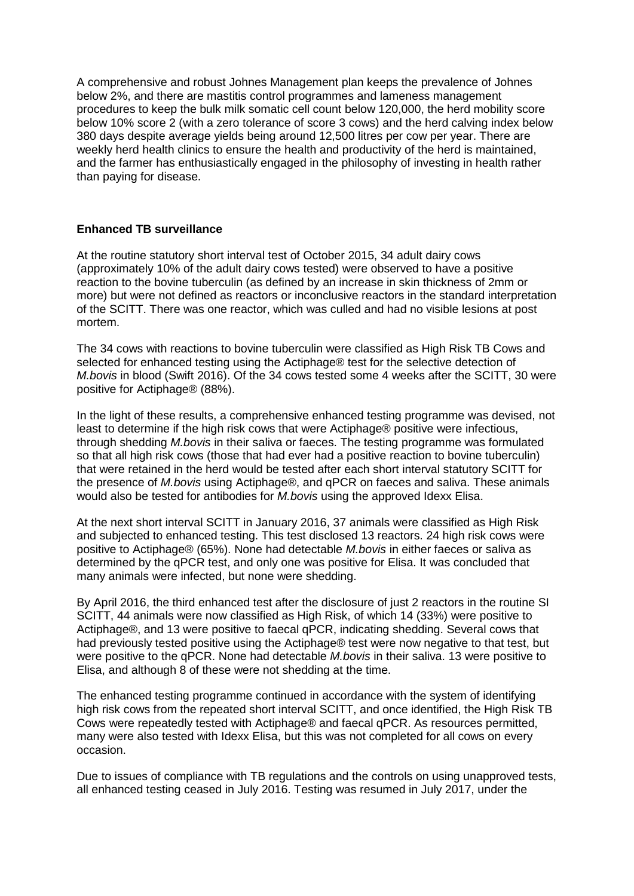A comprehensive and robust Johnes Management plan keeps the prevalence of Johnes below 2%, and there are mastitis control programmes and lameness management procedures to keep the bulk milk somatic cell count below 120,000, the herd mobility score below 10% score 2 (with a zero tolerance of score 3 cows) and the herd calving index below 380 days despite average yields being around 12,500 litres per cow per year. There are weekly herd health clinics to ensure the health and productivity of the herd is maintained, and the farmer has enthusiastically engaged in the philosophy of investing in health rather than paying for disease.

**Enhanced TB surveillance**

At the routine statutory short interval test of October 2015, 34 adult dairy cows (approximately 10% of the adult dairy cows tested) were observed to have a positive reaction to the bovine tuberculin (as defined by an increase in skin thickness of 2mm or more) but were not defined as reactors or inconclusive reactors in the standard interpretation of the SCITT. There was one reactor, which was culled and had no visible lesions at post mortem.

The 34 cows with reactions to bovine tuberculin were classified as High Risk TB Cows and selected for enhanced testing using the Actiphage® test for the selective detection of *M.bovis* in blood (Swift 2016). Of the 34 cows tested some 4 weeks after the SCITT, 30 were positive for Actiphage® (88%).

In the light of these results, a comprehensive enhanced testing programme was devised, not least to determine if the high risk cows that were Actiphage® positive were infectious, through shedding *M.bovis* in their saliva or faeces. The testing programme was formulated so that all high risk cows (those that had ever had a positive reaction to bovine tuberculin) that were retained in the herd would be tested after each short interval statutory SCITT for the presence of *M.bovis* using Actiphage®, and qPCR on faeces and saliva. These animals would also be tested for antibodies for *M.bovis* using the approved Idexx Elisa.

At the next short interval SCITT in January 2016, 37 animals were classified as High Risk and subjected to enhanced testing. This test disclosed 13 reactors. 24 high risk cows were positive to Actiphage® (65%). None had detectable *M.bovis* in either faeces or saliva as determined by the qPCR test, and only one was positive for Elisa. It was concluded that many animals were infected, but none were shedding.

By April 2016, the third enhanced test after the disclosure of just 2 reactors in the routine SI SCITT, 44 animals were now classified as High Risk, of which 14 (33%) were positive to Actiphage®, and 13 were positive to faecal qPCR, indicating shedding. Several cows that had previously tested positive using the Actiphage® test were now negative to that test, but were positive to the qPCR. None had detectable *M.bovis* in their saliva. 13 were positive to Elisa, and although 8 of these were not shedding at the time.

The enhanced testing programme continued in accordance with the system of identifying high risk cows from the repeated short interval SCITT, and once identified, the High Risk TB Cows were repeatedly tested with Actiphage® and faecal qPCR. As resources permitted, many were also tested with Idexx Elisa, but this was not completed for all cows on every occasion.

Due to issues of compliance with TB regulations and the controls on using unapproved tests, all enhanced testing ceased in July 2016. Testing was resumed in July 2017, under the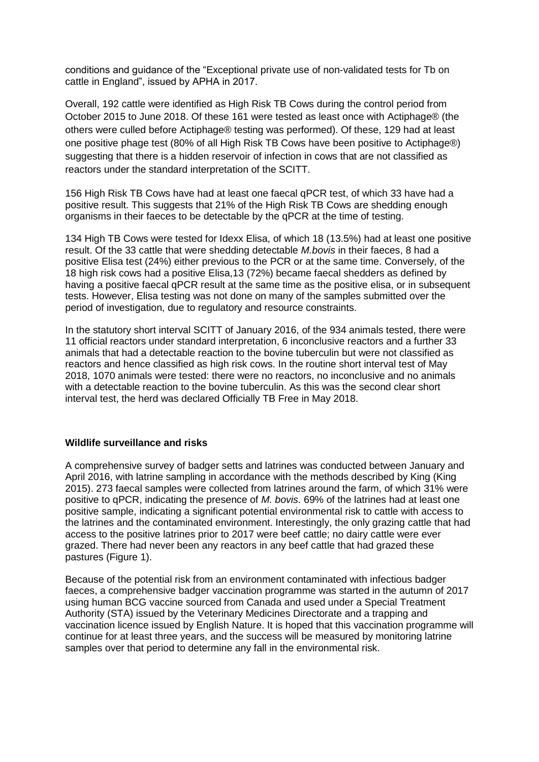conditions and guidance of the "Exceptional private use of non-validated tests for Tb on cattle in England", issued by APHA in 2017.

Overall, 192 cattle were identified as High Risk TB Cows during the control period from October 2015 to June 2018. Of these 161 were tested as least once with Actiphage® (the others were culled before Actiphage® testing was performed). Of these, 129 had at least one positive phage test (80% of all High Risk TB Cows have been positive to Actiphage®) suggesting that there is a hidden reservoir of infection in cows that are not classified as reactors under the standard interpretation of the SCITT.

156 High Risk TB Cows have had at least one faecal qPCR test, of which 33 have had a positive result. This suggests that 21% of the High Risk TB Cows are shedding enough organisms in their faeces to be detectable by the qPCR at the time of testing.

134 High TB Cows were tested for Idexx Elisa, of which 18 (13.5%) had at least one positive result. Of the 33 cattle that were shedding detectable *M.bovis* in their faeces, 8 had a positive Elisa test (24%) either previous to the PCR or at the same time. Conversely, of the 18 high risk cows had a positive Elisa,13 (72%) became faecal shedders as defined by having a positive faecal qPCR result at the same time as the positive elisa, or in subsequent tests. However, Elisa testing was not done on many of the samples submitted over the period of investigation, due to regulatory and resource constraints.

In the statutory short interval SCITT of January 2016, of the 934 animals tested, there were 11 official reactors under standard interpretation, 6 inconclusive reactors and a further 33 animals that had a detectable reaction to the bovine tuberculin but were not classified as reactors and hence classified as high risk cows. In the routine short interval test of May 2018, 1070 animals were tested: there were no reactors, no inconclusive and no animals with a detectable reaction to the bovine tuberculin. As this was the second clear short interval test, the herd was declared Officially TB Free in May 2018.

**Wildlife surveillance and risks**

A comprehensive survey of badger setts and latrines was conducted between January and April 2016, with latrine sampling in accordance with the methods described by King (King 2015). 273 faecal samples were collected from latrines around the farm, of which 31% were positive to qPCR, indicating the presence of *M. bovis*. 69% of the latrines had at least one positive sample, indicating a significant potential environmental risk to cattle with access to the latrines and the contaminated environment. Interestingly, the only grazing cattle that had access to the positive latrines prior to 2017 were beef cattle; no dairy cattle were ever grazed. There had never been any reactors in any beef cattle that had grazed these pastures (Figure 1).

Because of the potential risk from an environment contaminated with infectious badger faeces, a comprehensive badger vaccination programme was started in the autumn of 2017 using human BCG vaccine sourced from Canada and used under a Special Treatment Authority (STA) issued by the Veterinary Medicines Directorate and a trapping and vaccination licence issued by English Nature. It is hoped that this vaccination programme will continue for at least three years, and the success will be measured by monitoring latrine samples over that period to determine any fall in the environmental risk.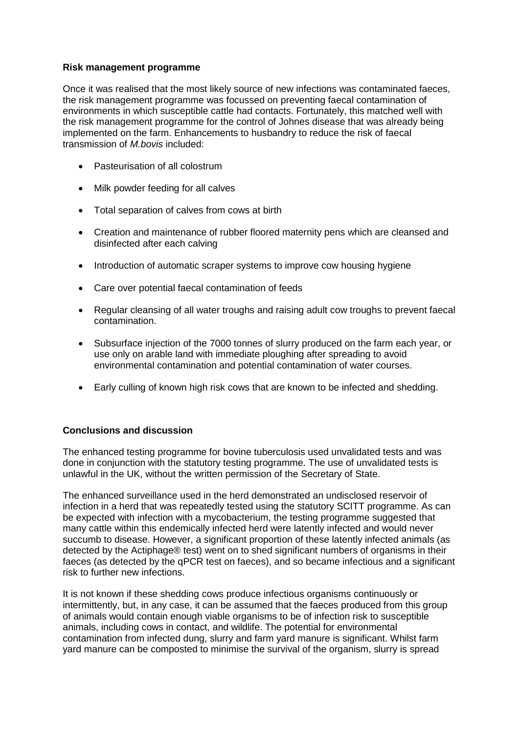**Risk management programme**

Once it was realised that the most likely source of new infections was contaminated faeces, the risk management programme was focussed on preventing faecal contamination of environments in which susceptible cattle had contacts. Fortunately, this matched well with the risk management programme for the control of Johnes disease that was already being implemented on the farm. Enhancements to husbandry to reduce the risk of faecal transmission of *M.bovis* included:

- Pasteurisation of all colostrum
- Milk powder feeding for all calves
- Total separation of calves from cows at birth
- Creation and maintenance of rubber floored maternity pens which are cleansed and disinfected after each calving
- Introduction of automatic scraper systems to improve cow housing hygiene
- Care over potential faecal contamination of feeds
- Regular cleansing of all water troughs and raising adult cow troughs to prevent faecal contamination.
- Subsurface injection of the 7000 tonnes of slurry produced on the farm each year, or use only on arable land with immediate ploughing after spreading to avoid environmental contamination and potential contamination of water courses.
- Early culling of known high risk cows that are known to be infected and shedding.

**Conclusions and discussion**

The enhanced testing programme for bovine tuberculosis used unvalidated tests and was done in conjunction with the statutory testing programme. The use of unvalidated tests is unlawful in the UK, without the written permission of the Secretary of State.

The enhanced surveillance used in the herd demonstrated an undisclosed reservoir of infection in a herd that was repeatedly tested using the statutory SCITT programme. As can be expected with infection with a mycobacterium, the testing programme suggested that many cattle within this endemically infected herd were latently infected and would never succumb to disease. However, a significant proportion of these latently infected animals (as detected by the Actiphage® test) went on to shed significant numbers of organisms in their faeces (as detected by the qPCR test on faeces), and so became infectious and a significant risk to further new infections.

It is not known if these shedding cows produce infectious organisms continuously or intermittently, but, in any case, it can be assumed that the faeces produced from this group of animals would contain enough viable organisms to be of infection risk to susceptible animals, including cows in contact, and wildlife. The potential for environmental contamination from infected dung, slurry and farm yard manure is significant. Whilst farm yard manure can be composted to minimise the survival of the organism, slurry is spread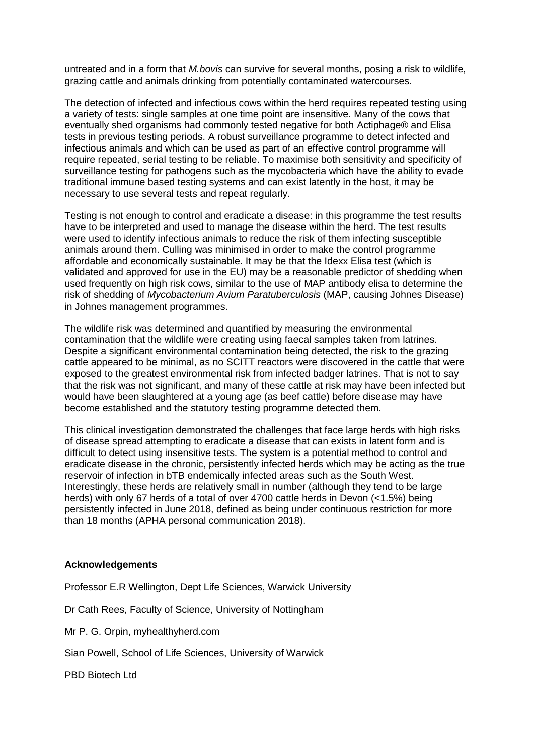untreated and in a form that *M.bovis* can survive for several months, posing a risk to wildlife, grazing cattle and animals drinking from potentially contaminated watercourses.

The detection of infected and infectious cows within the herd requires repeated testing using a variety of tests: single samples at one time point are insensitive. Many of the cows that eventually shed organisms had commonly tested negative for both Actiphage® and Elisa tests in previous testing periods. A robust surveillance programme to detect infected and infectious animals and which can be used as part of an effective control programme will require repeated, serial testing to be reliable. To maximise both sensitivity and specificity of surveillance testing for pathogens such as the mycobacteria which have the ability to evade traditional immune based testing systems and can exist latently in the host, it may be necessary to use several tests and repeat regularly.

Testing is not enough to control and eradicate a disease: in this programme the test results have to be interpreted and used to manage the disease within the herd. The test results were used to identify infectious animals to reduce the risk of them infecting susceptible animals around them. Culling was minimised in order to make the control programme affordable and economically sustainable. It may be that the Idexx Elisa test (which is validated and approved for use in the EU) may be a reasonable predictor of shedding when used frequently on high risk cows, similar to the use of MAP antibody elisa to determine the risk of shedding of *Mycobacterium Avium Paratuberculosis* (MAP, causing Johnes Disease) in Johnes management programmes.

The wildlife risk was determined and quantified by measuring the environmental contamination that the wildlife were creating using faecal samples taken from latrines. Despite a significant environmental contamination being detected, the risk to the grazing cattle appeared to be minimal, as no SCITT reactors were discovered in the cattle that were exposed to the greatest environmental risk from infected badger latrines. That is not to say that the risk was not significant, and many of these cattle at risk may have been infected but would have been slaughtered at a young age (as beef cattle) before disease may have become established and the statutory testing programme detected them.

This clinical investigation demonstrated the challenges that face large herds with high risks of disease spread attempting to eradicate a disease that can exists in latent form and is difficult to detect using insensitive tests. The system is a potential method to control and eradicate disease in the chronic, persistently infected herds which may be acting as the true reservoir of infection in bTB endemically infected areas such as the South West. Interestingly, these herds are relatively small in number (although they tend to be large herds) with only 67 herds of a total of over 4700 cattle herds in Devon (<1.5%) being persistently infected in June 2018, defined as being under continuous restriction for more than 18 months (APHA personal communication 2018).

**Acknowledgements**

Professor E.R Wellington, Dept Life Sciences, Warwick University

Dr Cath Rees, Faculty of Science, University of Nottingham

Mr P. G. Orpin, myhealthyherd.com

Sian Powell, School of Life Sciences, University of Warwick

PBD Biotech Ltd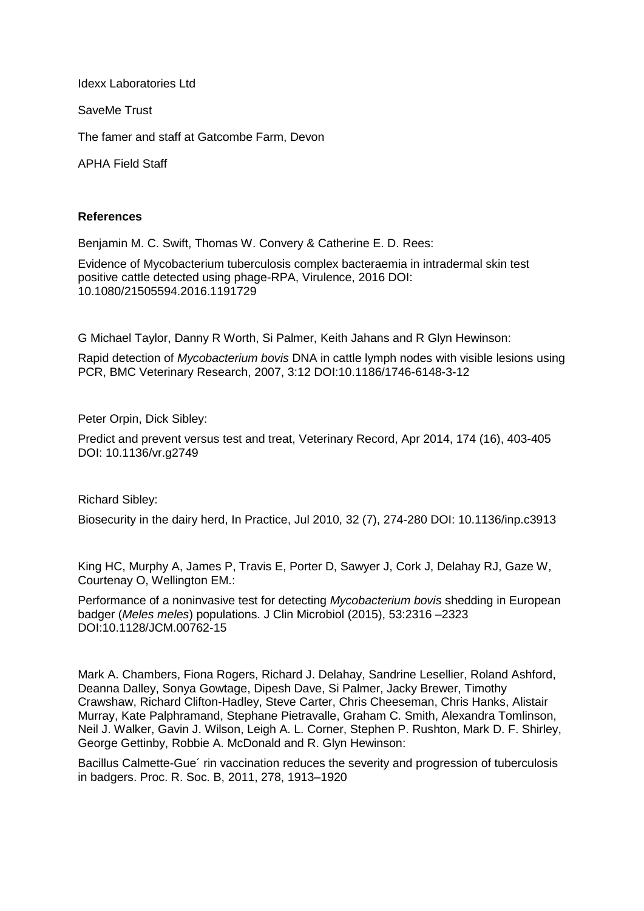Idexx Laboratories Ltd

SaveMe Trust

The famer and staff at Gatcombe Farm, Devon

APHA Field Staff

**References**

Benjamin M. C. Swift, Thomas W. Convery & Catherine E. D. Rees:

Evidence of Mycobacterium tuberculosis complex bacteraemia in intradermal skin test positive cattle detected using phage-RPA, Virulence, 2016 DOI: 10.1080/21505594.2016.1191729

G Michael Taylor, Danny R Worth, Si Palmer, Keith Jahans and R Glyn Hewinson:

Rapid detection of *Mycobacterium bovis* DNA in cattle lymph nodes with visible lesions using PCR, BMC Veterinary Research, 2007, 3:12 DOI:10.1186/1746-6148-3-12

Peter Orpin, Dick Sibley:

Predict and prevent versus test and treat, Veterinary Record, Apr 2014, 174 (16), 403-405 DOI: 10.1136/vr.g2749

Richard Sibley:

Biosecurity in the dairy herd, In Practice, Jul 2010, 32 (7), 274-280 DOI: 10.1136/inp.c3913

King HC, Murphy A, James P, Travis E, Porter D, Sawyer J, Cork J, Delahay RJ, Gaze W, Courtenay O, Wellington EM.:

Performance of a noninvasive test for detecting *Mycobacterium bovis* shedding in European badger (*Meles meles*) populations. J Clin Microbiol (2015), 53:2316 –2323 DOI:10.1128/JCM.00762-15

Mark A. Chambers, Fiona Rogers, Richard J. Delahay, Sandrine Lesellier, Roland Ashford, Deanna Dalley, Sonya Gowtage, Dipesh Dave, Si Palmer, Jacky Brewer, Timothy Crawshaw, Richard Clifton-Hadley, Steve Carter, Chris Cheeseman, Chris Hanks, Alistair Murray, Kate Palphramand, Stephane Pietravalle, Graham C. Smith, Alexandra Tomlinson, Neil J. Walker, Gavin J. Wilson, Leigh A. L. Corner, Stephen P. Rushton, Mark D. F. Shirley, George Gettinby, Robbie A. McDonald and R. Glyn Hewinson:

Bacillus Calmette-Gue´ rin vaccination reduces the severity and progression of tuberculosis in badgers. Proc. R. Soc. B, 2011, 278, 1913–1920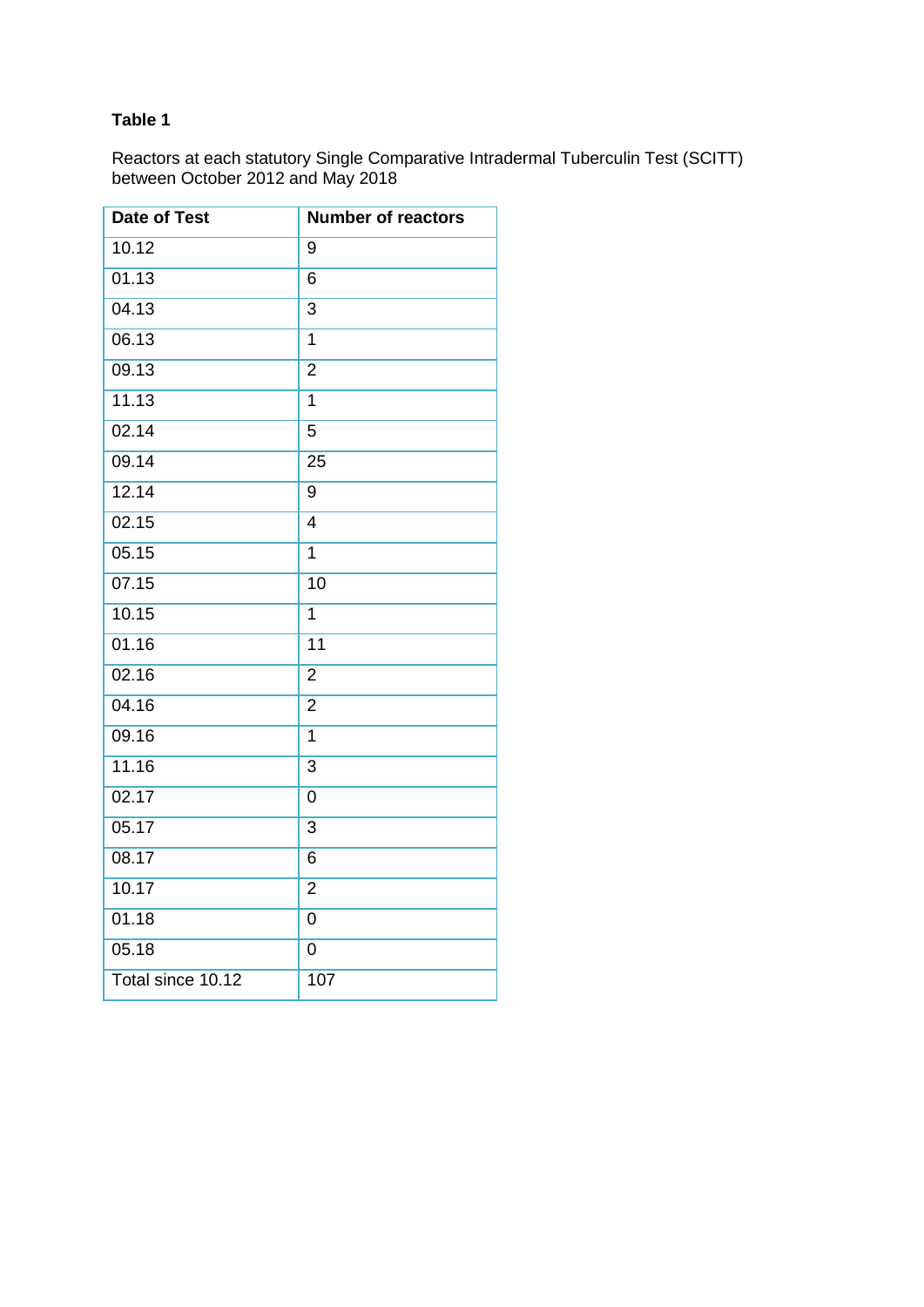**Table 1**

Reactors at each statutory Single Comparative Intradermal Tuberculin Test (SCITT) between October 2012 and May 2018

| Date of Test | Number of reactors |
|---|---|
| 10.12 | 9 |
| 01.13 | 6 |
| 04.13 | 3 |
| 06.13 | 1 |
| 09.13 | 2 |
| 11.13 | 1 |
| 02.14 | 5 |
| 09.14 | 25 |
| 12.14 | 9 |
| 02.15 | 4 |
| 05.15 | 1 |
| 07.15 | 10 |
| 10.15 | 1 |
| 01.16 | 11 |
| 02.16 | 2 |
| 04.16 | 2 |
| 09.16 | 1 |
| 11.16 | 3 |
| 02.17 | 0 |
| 05.17 | 3 |
| 08.17 | 6 |
| 10.17 | 2 |
| 01.18 | 0 |
| 05.18 | 0 |
| Total since 10.12 | 107 |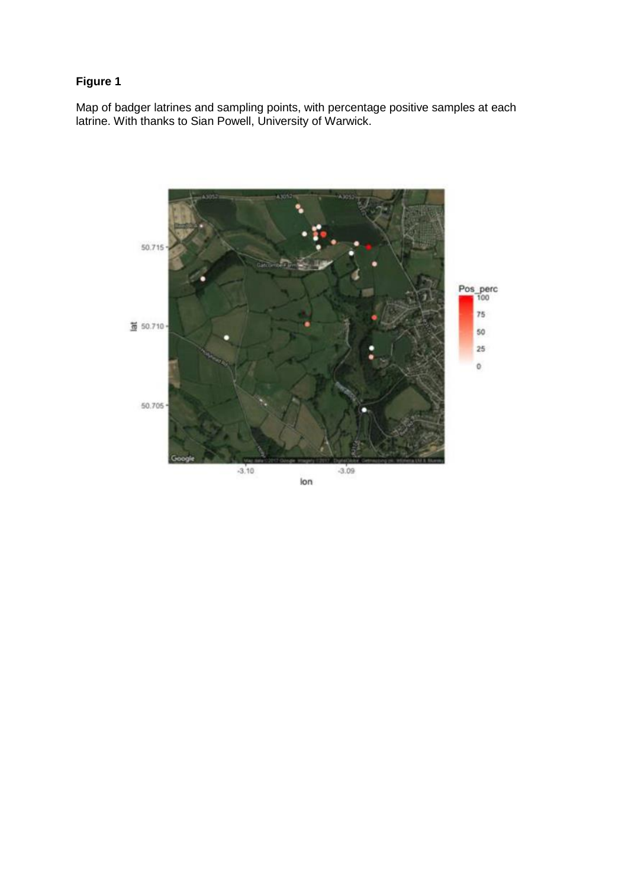**Figure 1**

Map of badger latrines and sampling points, with percentage positive samples at each latrine. With thanks to Sian Powell, University of Warwick.

Pos_perc
100
75
50
25
0

lat
50.715
50.710
50.705

lon
-3.10
-3.09